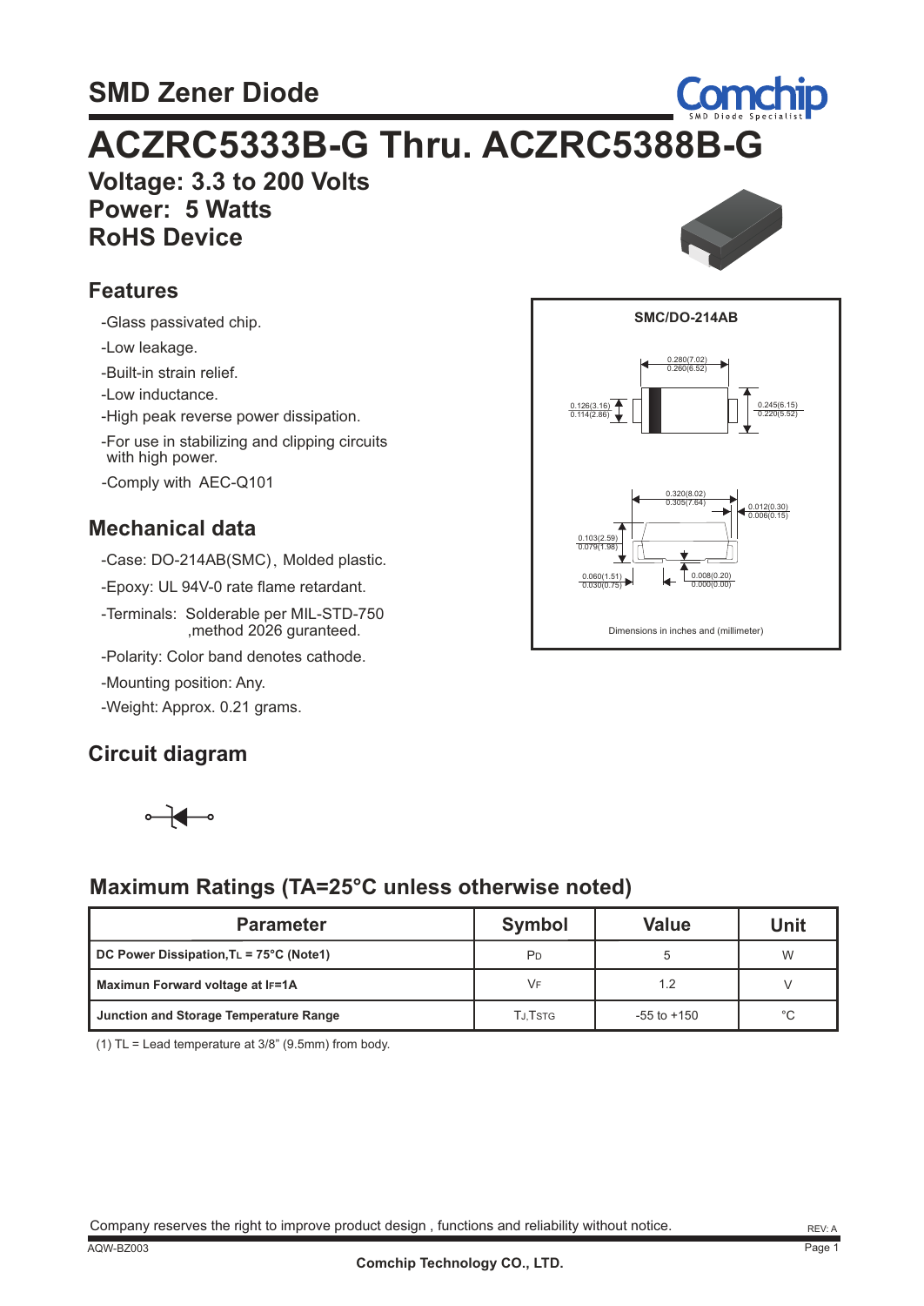# SMD Zener Diode

# ACZRC5333B-G Thru. ACZRC5388B-G

**Voltage: 3.3 to 200 Volts**
**Power: 5 Watts**
**RoHS Device**

## Features

- -Glass passivated chip.
- -Low leakage.
- -Built-in strain relief.
- -Low inductance.
- -High peak reverse power dissipation.
- -For use in stabilizing and clipping circuits with high power.
- -Comply with AEC-Q101

## Mechanical data

- -Case: DO-214AB(SMC)、Molded plastic.
- -Epoxy: UL 94V-0 rate flame retardant.
- -Terminals: Solderable per MIL-STD-750 ,method 2026 guranteed.
- -Polarity: Color band denotes cathode.
- -Mounting position: Any.
- -Weight: Approx. 0.21 grams.

**SMC/DO-214AB**

0.280(7.02) / 0.260(6.52)
0.126(3.16) / 0.114(2.86)
0.245(6.15) / 0.220(5.52)
0.320(8.02) / 0.305(7.64)
0.012(0.30) / 0.006(0.15)
0.103(2.59) / 0.079(1.98)
0.060(1.51) / 0.030(0.75)
0.008(0.20) / 0.000(0.00)

Dimensions in inches and (millimeter)

## Circuit diagram

## Maximum Ratings (TA=25°C unless otherwise noted)

| Parameter | Symbol | Value | Unit |
|---|---|---|---|
| DC Power Dissipation, $T_L$ = 75°C (Note1) | $P_D$ | 5 | W |
| Maximun Forward voltage at $I_F$=1A | $V_F$ | 1.2 | V |
| Junction and Storage Temperature Range | $T_J$,$T_{STG}$ | -55 to +150 | °C |

(1) TL = Lead temperature at 3/8" (9.5mm) from body.

Company reserves the right to improve product design , functions and reliability without notice.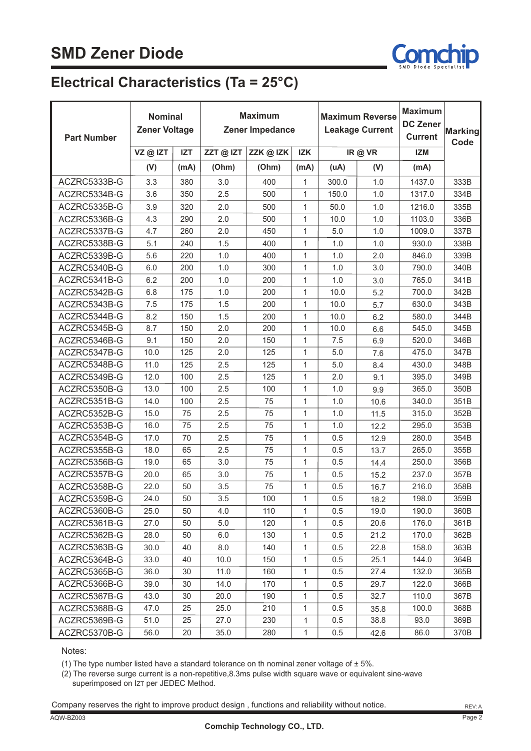# SMD Zener Diode

## Electrical Characteristics (Ta = 25°C)

| Part Number | Nominal Zener Voltage | | Maximum Zener Impedance | | | Maximum Reverse Leakage Current | | Maximum DC Zener Current | Marking Code |
|---|---|---|---|---|---|---|---|---|---|
| | VZ @ IZT | IZT | ZZT @ IZT | ZZK @ IZK | IZK | IR @ VR | | IZM | |
| | (V) | (mA) | (Ohm) | (Ohm) | (mA) | (uA) | (V) | (mA) | |
| ACZRC5333B-G | 3.3 | 380 | 3.0 | 400 | 1 | 300.0 | 1.0 | 1437.0 | 333B |
| ACZRC5334B-G | 3.6 | 350 | 2.5 | 500 | 1 | 150.0 | 1.0 | 1317.0 | 334B |
| ACZRC5335B-G | 3.9 | 320 | 2.0 | 500 | 1 | 50.0 | 1.0 | 1216.0 | 335B |
| ACZRC5336B-G | 4.3 | 290 | 2.0 | 500 | 1 | 10.0 | 1.0 | 1103.0 | 336B |
| ACZRC5337B-G | 4.7 | 260 | 2.0 | 450 | 1 | 5.0 | 1.0 | 1009.0 | 337B |
| ACZRC5338B-G | 5.1 | 240 | 1.5 | 400 | 1 | 1.0 | 1.0 | 930.0 | 338B |
| ACZRC5339B-G | 5.6 | 220 | 1.0 | 400 | 1 | 1.0 | 2.0 | 846.0 | 339B |
| ACZRC5340B-G | 6.0 | 200 | 1.0 | 300 | 1 | 1.0 | 3.0 | 790.0 | 340B |
| ACZRC5341B-G | 6.2 | 200 | 1.0 | 200 | 1 | 1.0 | 3.0 | 765.0 | 341B |
| ACZRC5342B-G | 6.8 | 175 | 1.0 | 200 | 1 | 10.0 | 5.2 | 700.0 | 342B |
| ACZRC5343B-G | 7.5 | 175 | 1.5 | 200 | 1 | 10.0 | 5.7 | 630.0 | 343B |
| ACZRC5344B-G | 8.2 | 150 | 1.5 | 200 | 1 | 10.0 | 6.2 | 580.0 | 344B |
| ACZRC5345B-G | 8.7 | 150 | 2.0 | 200 | 1 | 10.0 | 6.6 | 545.0 | 345B |
| ACZRC5346B-G | 9.1 | 150 | 2.0 | 150 | 1 | 7.5 | 6.9 | 520.0 | 346B |
| ACZRC5347B-G | 10.0 | 125 | 2.0 | 125 | 1 | 5.0 | 7.6 | 475.0 | 347B |
| ACZRC5348B-G | 11.0 | 125 | 2.5 | 125 | 1 | 5.0 | 8.4 | 430.0 | 348B |
| ACZRC5349B-G | 12.0 | 100 | 2.5 | 125 | 1 | 2.0 | 9.1 | 395.0 | 349B |
| ACZRC5350B-G | 13.0 | 100 | 2.5 | 100 | 1 | 1.0 | 9.9 | 365.0 | 350B |
| ACZRC5351B-G | 14.0 | 100 | 2.5 | 75 | 1 | 1.0 | 10.6 | 340.0 | 351B |
| ACZRC5352B-G | 15.0 | 75 | 2.5 | 75 | 1 | 1.0 | 11.5 | 315.0 | 352B |
| ACZRC5353B-G | 16.0 | 75 | 2.5 | 75 | 1 | 1.0 | 12.2 | 295.0 | 353B |
| ACZRC5354B-G | 17.0 | 70 | 2.5 | 75 | 1 | 0.5 | 12.9 | 280.0 | 354B |
| ACZRC5355B-G | 18.0 | 65 | 2.5 | 75 | 1 | 0.5 | 13.7 | 265.0 | 355B |
| ACZRC5356B-G | 19.0 | 65 | 3.0 | 75 | 1 | 0.5 | 14.4 | 250.0 | 356B |
| ACZRC5357B-G | 20.0 | 65 | 3.0 | 75 | 1 | 0.5 | 15.2 | 237.0 | 357B |
| ACZRC5358B-G | 22.0 | 50 | 3.5 | 75 | 1 | 0.5 | 16.7 | 216.0 | 358B |
| ACZRC5359B-G | 24.0 | 50 | 3.5 | 100 | 1 | 0.5 | 18.2 | 198.0 | 359B |
| ACZRC5360B-G | 25.0 | 50 | 4.0 | 110 | 1 | 0.5 | 19.0 | 190.0 | 360B |
| ACZRC5361B-G | 27.0 | 50 | 5.0 | 120 | 1 | 0.5 | 20.6 | 176.0 | 361B |
| ACZRC5362B-G | 28.0 | 50 | 6.0 | 130 | 1 | 0.5 | 21.2 | 170.0 | 362B |
| ACZRC5363B-G | 30.0 | 40 | 8.0 | 140 | 1 | 0.5 | 22.8 | 158.0 | 363B |
| ACZRC5364B-G | 33.0 | 40 | 10.0 | 150 | 1 | 0.5 | 25.1 | 144.0 | 364B |
| ACZRC5365B-G | 36.0 | 30 | 11.0 | 160 | 1 | 0.5 | 27.4 | 132.0 | 365B |
| ACZRC5366B-G | 39.0 | 30 | 14.0 | 170 | 1 | 0.5 | 29.7 | 122.0 | 366B |
| ACZRC5367B-G | 43.0 | 30 | 20.0 | 190 | 1 | 0.5 | 32.7 | 110.0 | 367B |
| ACZRC5368B-G | 47.0 | 25 | 25.0 | 210 | 1 | 0.5 | 35.8 | 100.0 | 368B |
| ACZRC5369B-G | 51.0 | 25 | 27.0 | 230 | 1 | 0.5 | 38.8 | 93.0 | 369B |
| ACZRC5370B-G | 56.0 | 20 | 35.0 | 280 | 1 | 0.5 | 42.6 | 86.0 | 370B |

Notes:

(1) The type number listed have a standard tolerance on th nominal zener voltage of ± 5%.

(2) The reverse surge current is a non-repetitive,8.3ms pulse width square wave or equivalent sine-wave superimposed on $I_{ZT}$ per JEDEC Method.

Company reserves the right to improve product design , functions and reliability without notice.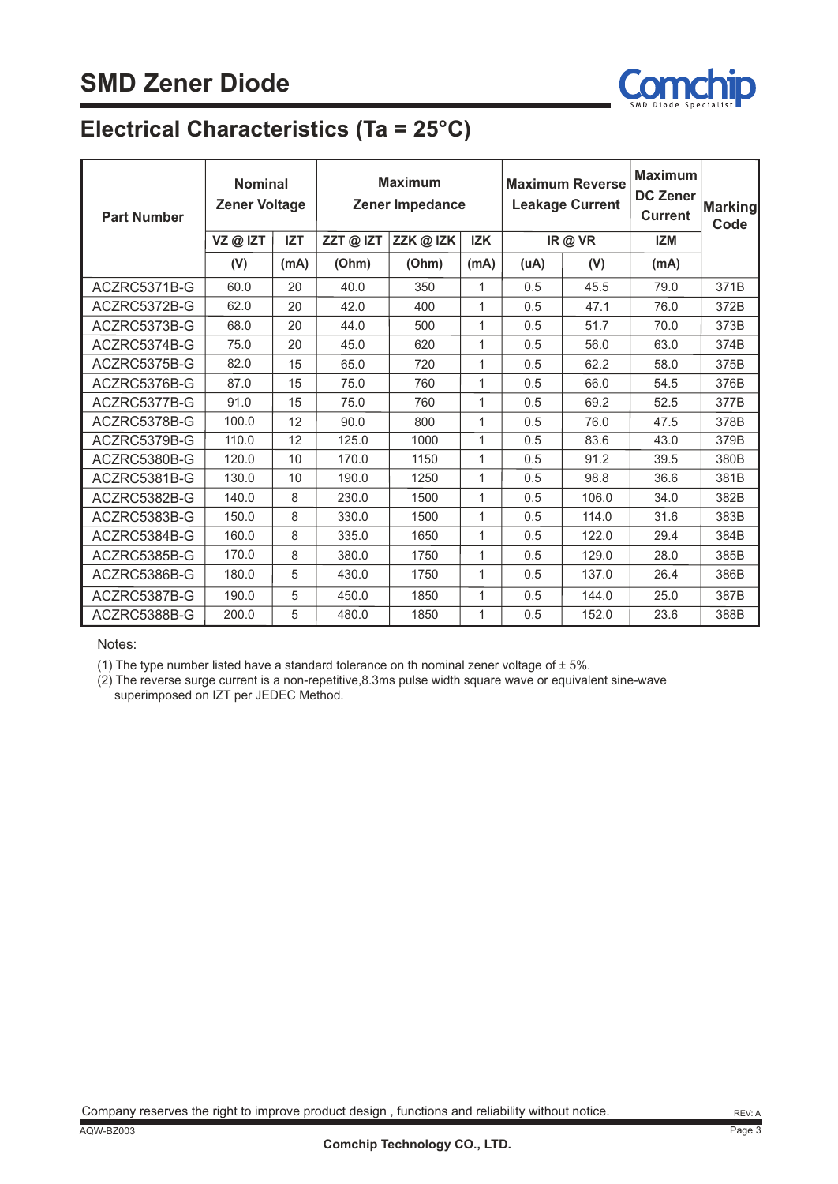# SMD Zener Diode

## Electrical Characteristics (Ta = 25°C)

| Part Number | Nominal Zener Voltage | | Maximum Zener Impedance | | | Maximum Reverse Leakage Current | | Maximum DC Zener Current | Marking Code |
|---|---|---|---|---|---|---|---|---|---|
| | VZ @ IZT | IZT | ZZT @ IZT | ZZK @ IZK | IZK | IR @ VR | | IZM | |
| | (V) | (mA) | (Ohm) | (Ohm) | (mA) | (uA) | (V) | (mA) | |
| ACZRC5371B-G | 60.0 | 20 | 40.0 | 350 | 1 | 0.5 | 45.5 | 79.0 | 371B |
| ACZRC5372B-G | 62.0 | 20 | 42.0 | 400 | 1 | 0.5 | 47.1 | 76.0 | 372B |
| ACZRC5373B-G | 68.0 | 20 | 44.0 | 500 | 1 | 0.5 | 51.7 | 70.0 | 373B |
| ACZRC5374B-G | 75.0 | 20 | 45.0 | 620 | 1 | 0.5 | 56.0 | 63.0 | 374B |
| ACZRC5375B-G | 82.0 | 15 | 65.0 | 720 | 1 | 0.5 | 62.2 | 58.0 | 375B |
| ACZRC5376B-G | 87.0 | 15 | 75.0 | 760 | 1 | 0.5 | 66.0 | 54.5 | 376B |
| ACZRC5377B-G | 91.0 | 15 | 75.0 | 760 | 1 | 0.5 | 69.2 | 52.5 | 377B |
| ACZRC5378B-G | 100.0 | 12 | 90.0 | 800 | 1 | 0.5 | 76.0 | 47.5 | 378B |
| ACZRC5379B-G | 110.0 | 12 | 125.0 | 1000 | 1 | 0.5 | 83.6 | 43.0 | 379B |
| ACZRC5380B-G | 120.0 | 10 | 170.0 | 1150 | 1 | 0.5 | 91.2 | 39.5 | 380B |
| ACZRC5381B-G | 130.0 | 10 | 190.0 | 1250 | 1 | 0.5 | 98.8 | 36.6 | 381B |
| ACZRC5382B-G | 140.0 | 8 | 230.0 | 1500 | 1 | 0.5 | 106.0 | 34.0 | 382B |
| ACZRC5383B-G | 150.0 | 8 | 330.0 | 1500 | 1 | 0.5 | 114.0 | 31.6 | 383B |
| ACZRC5384B-G | 160.0 | 8 | 335.0 | 1650 | 1 | 0.5 | 122.0 | 29.4 | 384B |
| ACZRC5385B-G | 170.0 | 8 | 380.0 | 1750 | 1 | 0.5 | 129.0 | 28.0 | 385B |
| ACZRC5386B-G | 180.0 | 5 | 430.0 | 1750 | 1 | 0.5 | 137.0 | 26.4 | 386B |
| ACZRC5387B-G | 190.0 | 5 | 450.0 | 1850 | 1 | 0.5 | 144.0 | 25.0 | 387B |
| ACZRC5388B-G | 200.0 | 5 | 480.0 | 1850 | 1 | 0.5 | 152.0 | 23.6 | 388B |

Notes:

(1) The type number listed have a standard tolerance on th nominal zener voltage of ± 5%.

(2) The reverse surge current is a non-repetitive,8.3ms pulse width square wave or equivalent sine-wave superimposed on IZT per JEDEC Method.

Company reserves the right to improve product design , functions and reliability without notice.

Comchip Technology CO., LTD.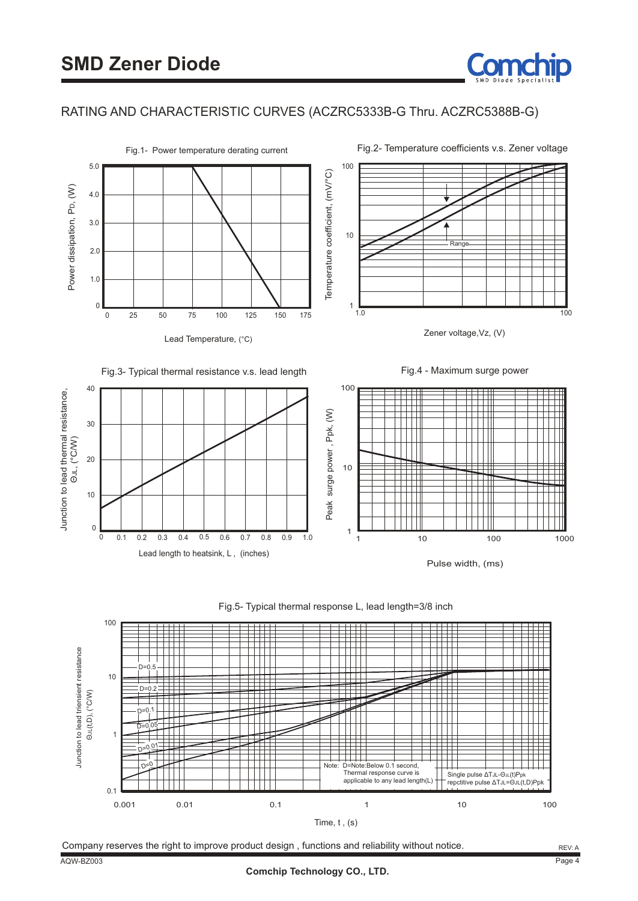# SMD Zener Diode

## RATING AND CHARACTERISTIC CURVES (ACZRC5333B-G Thru. ACZRC5388B-G)

Fig.1- Power temperature derating current

Power dissipation, $P_D$, (W)

Lead Temperature, (°C)

Fig.2- Temperature coefficients v.s. Zener voltage

Temperature coefficient, (mV/°C)

Range

Zener voltage,Vz, (V)

Fig.3- Typical thermal resistance v.s. lead length

Junction to lead thermal resistance, $\Theta_{JL}$, (°C/W)

Lead length to heatsink, L , (inches)

Fig.4 - Maximum surge power

Peak surge power , Ppk, (W)

Pulse width, (ms)

Fig.5- Typical thermal response L, lead length=3/8 inch

Junction to lead triensient resistance $\Theta_{JL}(t,D)$, (°C/W)

D=0.5, D=0.2, D=0.1, D=0.05, D=0.01, D=0

Note: D=Note:Below 0.1 second, Thermal response curve is applicable to any lead length(L)

Single pulse $\Delta T_{JL}=\Theta_{JL}(t)P_{pk}$
repctitive pulse $\Delta T_{JL}=\Theta_{JL}(t,D)P_{pk}$

Time, t , (s)

Company reserves the right to improve product design , functions and reliability without notice.

REV: A

AQW-BZ003

Comchip Technology CO., LTD.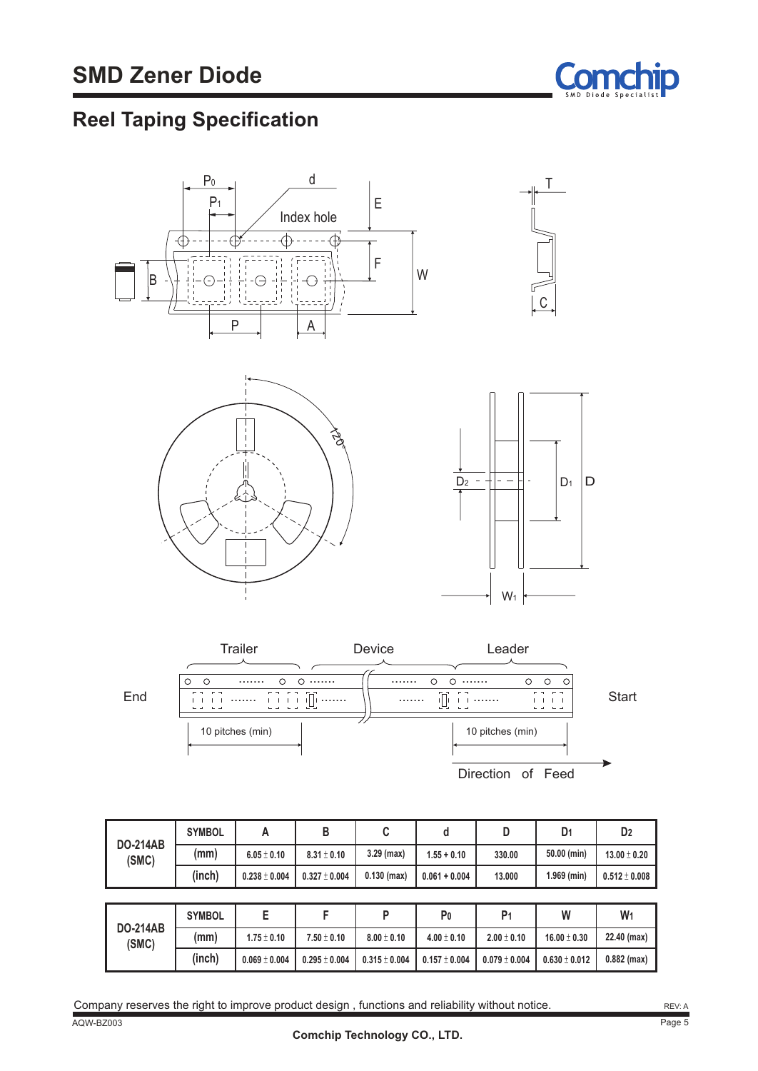# SMD Zener Diode

## Reel Taping Specification

| DO-214AB (SMC) | SYMBOL | A | B | C | d | D | $D_1$ | $D_2$ |
|---|---|---|---|---|---|---|---|---|
| | (mm) | 6.05 ± 0.10 | 8.31 ± 0.10 | 3.29 (max) | 1.55 + 0.10 | 330.00 | 50.00 (min) | 13.00 ± 0.20 |
| | (inch) | 0.238 ± 0.004 | 0.327 ± 0.004 | 0.130 (max) | 0.061 + 0.004 | 13.000 | 1.969 (min) | 0.512 ± 0.008 |

| DO-214AB (SMC) | SYMBOL | E | F | P | $P_0$ | $P_1$ | W | $W_1$ |
|---|---|---|---|---|---|---|---|---|
| | (mm) | 1.75 ± 0.10 | 7.50 ± 0.10 | 8.00 ± 0.10 | 4.00 ± 0.10 | 2.00 ± 0.10 | 16.00 ± 0.30 | 22.40 (max) |
| | (inch) | 0.069 ± 0.004 | 0.295 ± 0.004 | 0.315 ± 0.004 | 0.157 ± 0.004 | 0.079 ± 0.004 | 0.630 ± 0.012 | 0.882 (max) |

Company reserves the right to improve product design , functions and reliability without notice.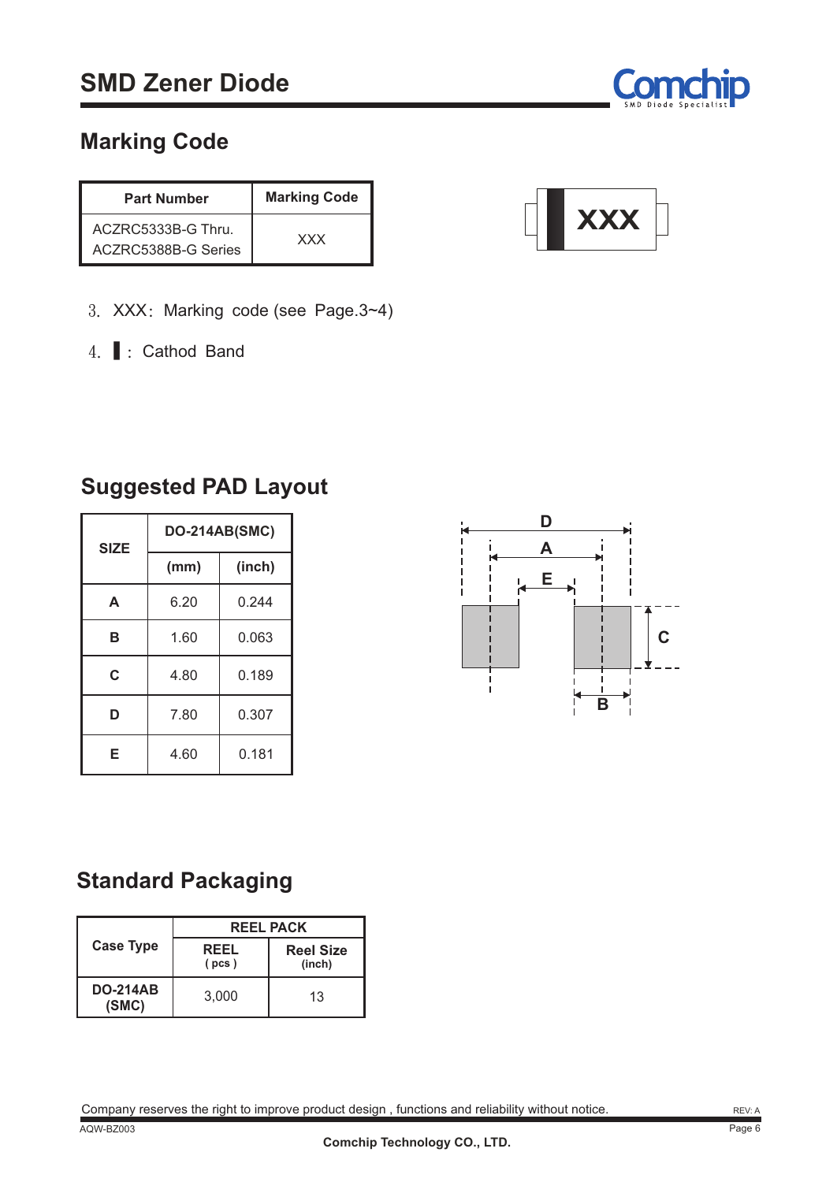## Marking Code

| Part Number | Marking Code |
|---|---|
| ACZRC5333B-G Thru. ACZRC5388B-G Series | XXX |

XXX

3. XXX: Marking code (see Page.3~4)

4. ▌: Cathod Band

## Suggested PAD Layout

| SIZE | DO-214AB(SMC) | |
|---|---|---|
| | (mm) | (inch) |
| A | 6.20 | 0.244 |
| B | 1.60 | 0.063 |
| C | 4.80 | 0.189 |
| D | 7.80 | 0.307 |
| E | 4.60 | 0.181 |

D
A
E
C
B

## Standard Packaging

| Case Type | REEL PACK | |
|---|---|---|
| | REEL ( pcs ) | Reel Size (inch) |
| DO-214AB (SMC) | 3,000 | 13 |

Company reserves the right to improve product design , functions and reliability without notice.

AQW-BZ003 REV: A

Comchip Technology CO., LTD.